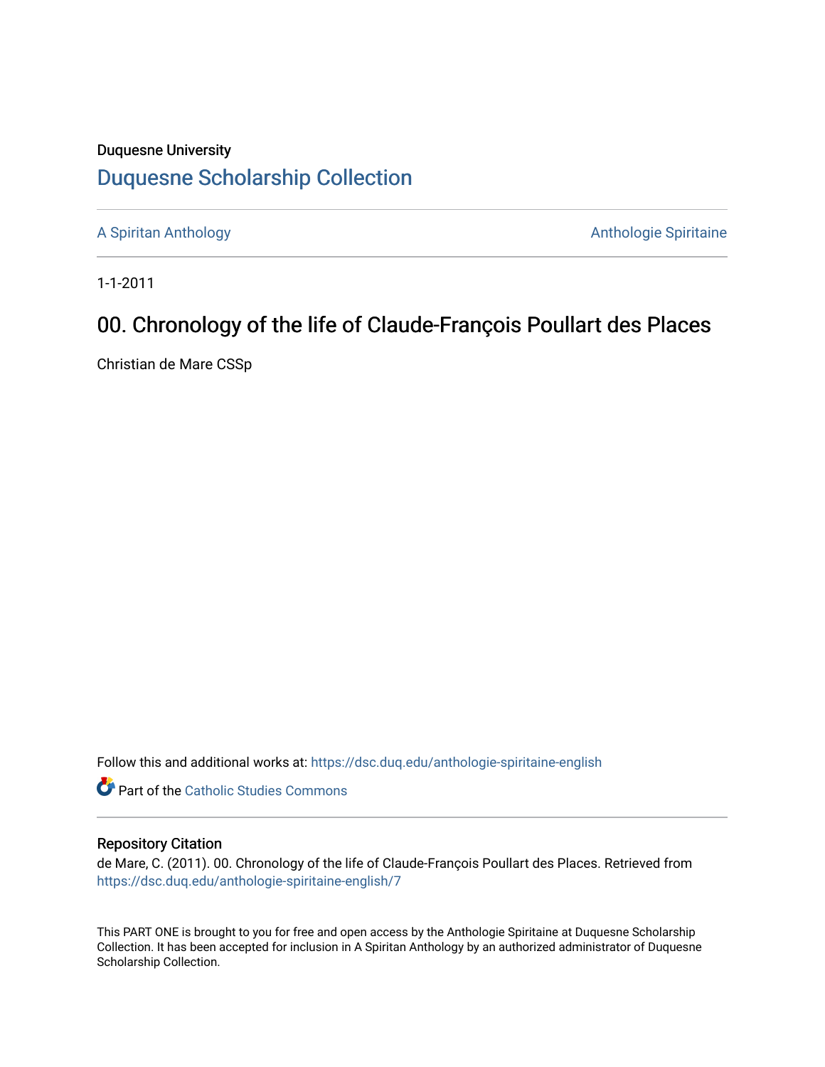Duquesne University

# Duquesne Scholarship Collection

A Spiritan Anthology

Anthologie Spiritaine

1-1-2011

## 00. Chronology of the life of Claude-François Poullart des Places

Christian de Mare CSSp

Follow this and additional works at: https://dsc.duq.edu/anthologie-spiritaine-english

Part of the Catholic Studies Commons

### Repository Citation

de Mare, C. (2011). 00. Chronology of the life of Claude-François Poullart des Places. Retrieved from https://dsc.duq.edu/anthologie-spiritaine-english/7

This PART ONE is brought to you for free and open access by the Anthologie Spiritaine at Duquesne Scholarship Collection. It has been accepted for inclusion in A Spiritan Anthology by an authorized administrator of Duquesne Scholarship Collection.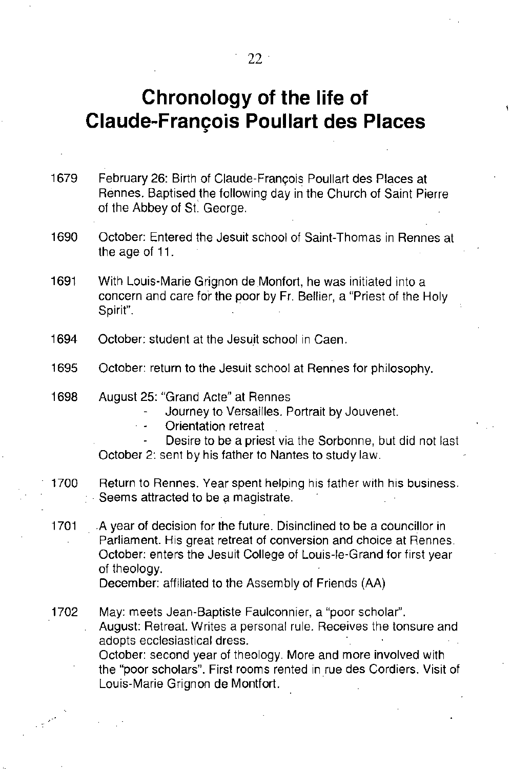# Chronology of the life of Claude-François Poullart des Places

**1679** February 26: Birth of Claude-François Poullart des Places at Rennes. Baptised the following day in the Church of Saint Pierre of the Abbey of St. George.

**1690** October: Entered the Jesuit school of Saint-Thomas in Rennes at the age of 11.

**1691** With Louis-Marie Grignon de Monfort, he was initiated into a concern and care for the poor by Fr. Bellier, a "Priest of the Holy Spirit".

**1694** October: student at the Jesuit school in Caen.

**1695** October: return to the Jesuit school at Rennes for philosophy.

**1698** August 25: "Grand Acte" at Rennes

- Journey to Versailles. Portrait by Jouvenet.
- Orientation retreat
- Desire to be a priest via the Sorbonne, but did not last

October 2: sent by his father to Nantes to study law.

**1700** Return to Rennes. Year spent helping his father with his business. Seems attracted to be a magistrate.

**1701** A year of decision for the future. Disinclined to be a councillor in Parliament. His great retreat of conversion and choice at Rennes. October: enters the Jesuit College of Louis-le-Grand for first year of theology.
December: affiliated to the Assembly of Friends (AA)

**1702** May: meets Jean-Baptiste Faulconnier, a "poor scholar".
August: Retreat. Writes a personal rule. Receives the tonsure and adopts ecclesiastical dress.
October: second year of theology. More and more involved with the "poor scholars". First rooms rented in rue des Cordiers. Visit of Louis-Marie Grignon de Montfort.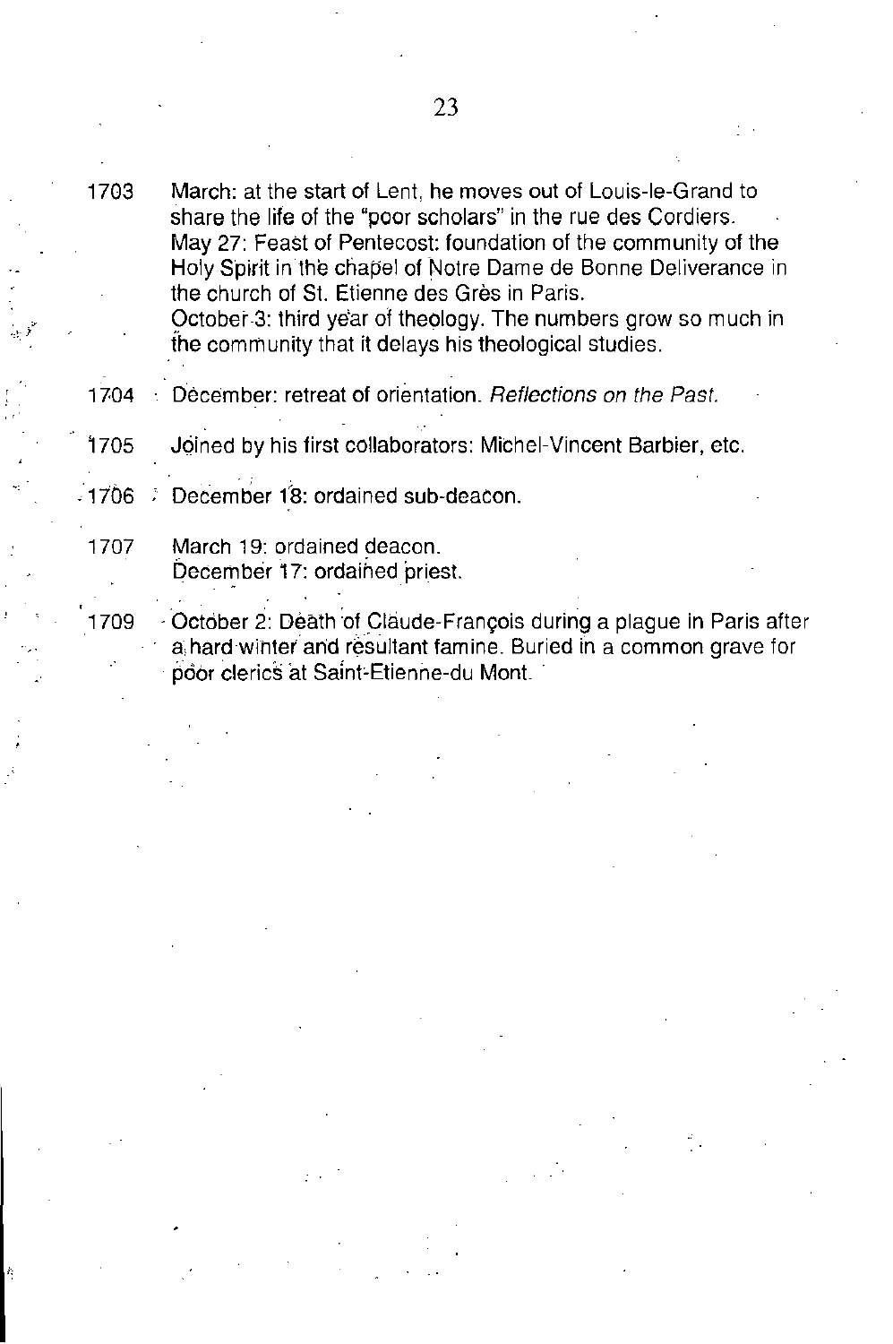| | |
|---|---|
| 1703 | March: at the start of Lent, he moves out of Louis-le-Grand to share the life of the "poor scholars" in the rue des Cordiers. May 27: Feast of Pentecost: foundation of the community of the Holy Spirit in the chapel of Notre Dame de Bonne Deliverance in the church of St. Etienne des Grès in Paris. October 3: third year of theology. The numbers grow so much in the community that it delays his theological studies. |
| 1704 | December: retreat of orientation. *Reflections on the Past.* |
| 1705 | Joined by his first collaborators: Michel-Vincent Barbier, etc. |
| 1706 | December 18: ordained sub-deacon. |
| 1707 | March 19: ordained deacon. December 17: ordained priest. |
| 1709 | October 2: Death of Claude-François during a plague in Paris after a hard winter and resultant famine. Buried in a common grave for poor clerics at Saint-Etienne-du Mont. |